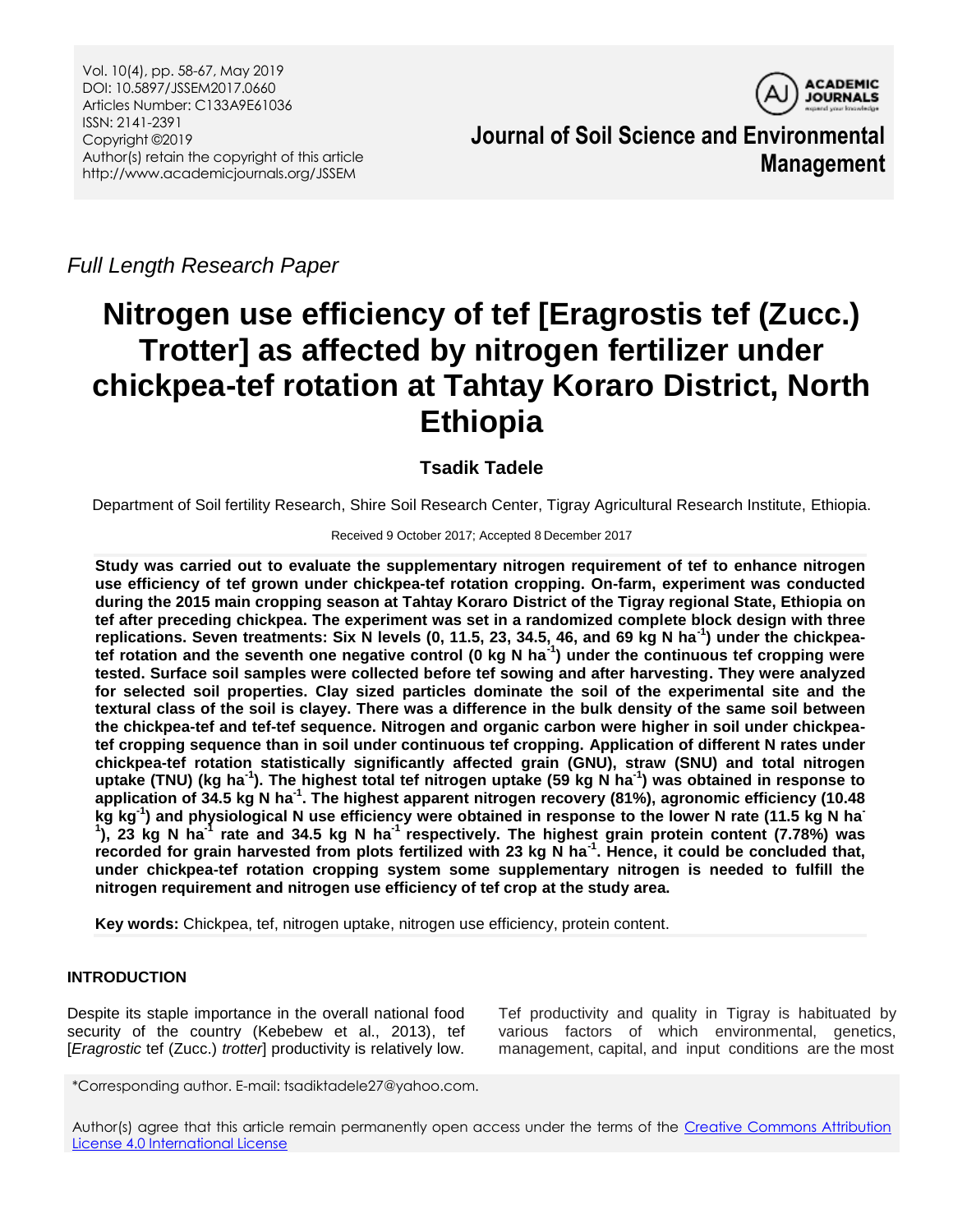*Full Length Research Paper*

# Nitrogen use efficiency of tef [Eragrostis tef (Zucc.) Trotter] as affected by nitrogen fertilizer under chickpea-tef rotation at Tahtay Koraro District, North Ethiopia

**Tsadik Tadele**

Department of Soil fertility Research, Shire Soil Research Center, Tigray Agricultural Research Institute, Ethiopia.

Received 9 October 2017; Accepted 8 December 2017

**Study was carried out to evaluate the supplementary nitrogen requirement of tef to enhance nitrogen use efficiency of tef grown under chickpea-tef rotation cropping. On-farm, experiment was conducted during the 2015 main cropping season at Tahtay Koraro District of the Tigray regional State, Ethiopia on tef after preceding chickpea. The experiment was set in a randomized complete block design with three replications. Seven treatments: Six N levels (0, 11.5, 23, 34.5, 46, and 69 kg N ha$^{-1}$) under the chickpea-tef rotation and the seventh one negative control (0 kg N ha$^{-1}$) under the continuous tef cropping were tested. Surface soil samples were collected before tef sowing and after harvesting. They were analyzed for selected soil properties. Clay sized particles dominate the soil of the experimental site and the textural class of the soil is clayey. There was a difference in the bulk density of the same soil between the chickpea-tef and tef-tef sequence. Nitrogen and organic carbon were higher in soil under chickpea-tef cropping sequence than in soil under continuous tef cropping. Application of different N rates under chickpea-tef rotation statistically significantly affected grain (GNU), straw (SNU) and total nitrogen uptake (TNU) (kg ha$^{-1}$). The highest total tef nitrogen uptake (59 kg N ha$^{-1}$) was obtained in response to application of 34.5 kg N ha$^{-1}$. The highest apparent nitrogen recovery (81%), agronomic efficiency (10.48 kg kg$^{-1}$) and physiological N use efficiency were obtained in response to the lower N rate (11.5 kg N ha$^{-1}$), 23 kg N ha$^{-1}$ rate and 34.5 kg N ha$^{-1}$ respectively. The highest grain protein content (7.78%) was recorded for grain harvested from plots fertilized with 23 kg N ha$^{-1}$. Hence, it could be concluded that, under chickpea-tef rotation cropping system some supplementary nitrogen is needed to fulfill the nitrogen requirement and nitrogen use efficiency of tef crop at the study area.**

**Key words:** Chickpea, tef, nitrogen uptake, nitrogen use efficiency, protein content.

## INTRODUCTION

Despite its staple importance in the overall national food security of the country (Kebebew et al., 2013), tef [*Eragrostic* tef (Zucc.) *trotter*] productivity is relatively low. Tef productivity and quality in Tigray is habituated by various factors of which environmental, genetics, management, capital, and input conditions are the most

*Corresponding author. E-mail: tsadiktadele27@yahoo.com.

Author(s) agree that this article remain permanently open access under the terms of the Creative Commons Attribution License 4.0 International License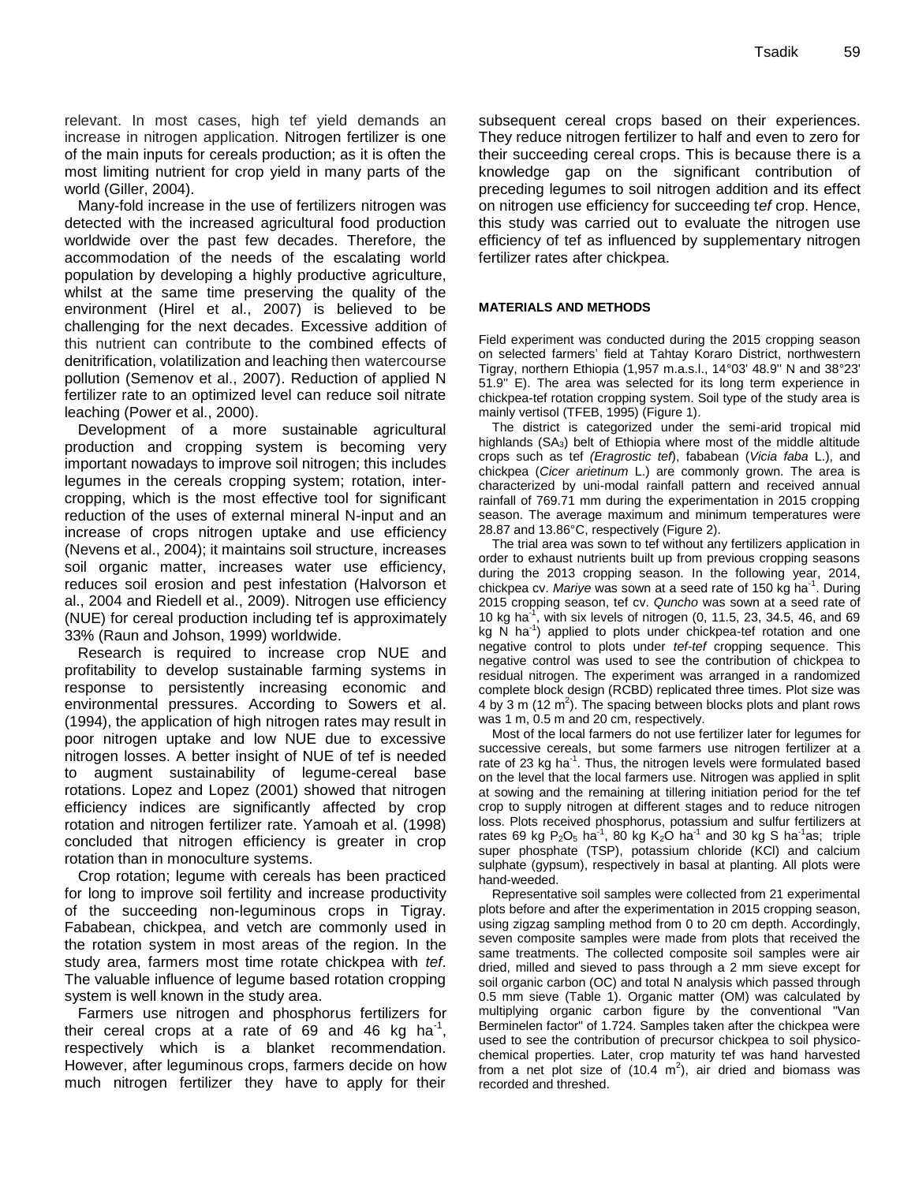relevant. In most cases, high tef yield demands an increase in nitrogen application. Nitrogen fertilizer is one of the main inputs for cereals production; as it is often the most limiting nutrient for crop yield in many parts of the world (Giller, 2004).

Many-fold increase in the use of fertilizers nitrogen was detected with the increased agricultural food production worldwide over the past few decades. Therefore, the accommodation of the needs of the escalating world population by developing a highly productive agriculture, whilst at the same time preserving the quality of the environment (Hirel et al., 2007) is believed to be challenging for the next decades. Excessive addition of this nutrient can contribute to the combined effects of denitrification, volatilization and leaching then watercourse pollution (Semenov et al., 2007). Reduction of applied N fertilizer rate to an optimized level can reduce soil nitrate leaching (Power et al., 2000).

Development of a more sustainable agricultural production and cropping system is becoming very important nowadays to improve soil nitrogen; this includes legumes in the cereals cropping system; rotation, inter-cropping, which is the most effective tool for significant reduction of the uses of external mineral N-input and an increase of crops nitrogen uptake and use efficiency (Nevens et al., 2004); it maintains soil structure, increases soil organic matter, increases water use efficiency, reduces soil erosion and pest infestation (Halvorson et al., 2004 and Riedell et al., 2009). Nitrogen use efficiency (NUE) for cereal production including tef is approximately 33% (Raun and Johson, 1999) worldwide.

Research is required to increase crop NUE and profitability to develop sustainable farming systems in response to persistently increasing economic and environmental pressures. According to Sowers et al. (1994), the application of high nitrogen rates may result in poor nitrogen uptake and low NUE due to excessive nitrogen losses. A better insight of NUE of tef is needed to augment sustainability of legume-cereal base rotations. Lopez and Lopez (2001) showed that nitrogen efficiency indices are significantly affected by crop rotation and nitrogen fertilizer rate. Yamoah et al. (1998) concluded that nitrogen efficiency is greater in crop rotation than in monoculture systems.

Crop rotation; legume with cereals has been practiced for long to improve soil fertility and increase productivity of the succeeding non-leguminous crops in Tigray. Fababean, chickpea, and vetch are commonly used in the rotation system in most areas of the region. In the study area, farmers most time rotate chickpea with *tef*. The valuable influence of legume based rotation cropping system is well known in the study area.

Farmers use nitrogen and phosphorus fertilizers for their cereal crops at a rate of 69 and 46 kg ha$^{-1}$, respectively which is a blanket recommendation. However, after leguminous crops, farmers decide on how much nitrogen fertilizer they have to apply for their subsequent cereal crops based on their experiences. They reduce nitrogen fertilizer to half and even to zero for their succeeding cereal crops. This is because there is a knowledge gap on the significant contribution of preceding legumes to soil nitrogen addition and its effect on nitrogen use efficiency for succeeding t*ef* crop. Hence, this study was carried out to evaluate the nitrogen use efficiency of tef as influenced by supplementary nitrogen fertilizer rates after chickpea.

## MATERIALS AND METHODS

Field experiment was conducted during the 2015 cropping season on selected farmers' field at Tahtay Koraro District, northwestern Tigray, northern Ethiopia (1,957 m.a.s.l., 14°03' 48.9'' N and 38°23' 51.9'' E). The area was selected for its long term experience in chickpea-tef rotation cropping system. Soil type of the study area is mainly vertisol (TFEB, 1995) (Figure 1).

The district is categorized under the semi-arid tropical mid highlands (SA$_3$) belt of Ethiopia where most of the middle altitude crops such as tef *(Eragrostic tef*), fababean (*Vicia faba* L.), and chickpea (*Cicer arietinum* L.) are commonly grown. The area is characterized by uni-modal rainfall pattern and received annual rainfall of 769.71 mm during the experimentation in 2015 cropping season. The average maximum and minimum temperatures were 28.87 and 13.86°C, respectively (Figure 2).

The trial area was sown to tef without any fertilizers application in order to exhaust nutrients built up from previous cropping seasons during the 2013 cropping season. In the following year, 2014, chickpea cv. *Mariye* was sown at a seed rate of 150 kg ha$^{-1}$. During 2015 cropping season, tef cv. *Quncho* was sown at a seed rate of 10 kg ha$^{-1}$, with six levels of nitrogen (0, 11.5, 23, 34.5, 46, and 69 kg N ha$^{-1}$) applied to plots under chickpea-tef rotation and one negative control to plots under *tef-tef* cropping sequence. This negative control was used to see the contribution of chickpea to residual nitrogen. The experiment was arranged in a randomized complete block design (RCBD) replicated three times. Plot size was 4 by 3 m (12 m$^2$). The spacing between blocks plots and plant rows was 1 m, 0.5 m and 20 cm, respectively.

Most of the local farmers do not use fertilizer later for legumes for successive cereals, but some farmers use nitrogen fertilizer at a rate of 23 kg ha$^{-1}$. Thus, the nitrogen levels were formulated based on the level that the local farmers use. Nitrogen was applied in split at sowing and the remaining at tillering initiation period for the tef crop to supply nitrogen at different stages and to reduce nitrogen loss. Plots received phosphorus, potassium and sulfur fertilizers at rates 69 kg $P_2O_5$ ha$^{-1}$, 80 kg $K_2O$ ha$^{-1}$ and 30 kg S ha$^{-1}$as; triple super phosphate (TSP), potassium chloride (KCl) and calcium sulphate (gypsum), respectively in basal at planting. All plots were hand-weeded.

Representative soil samples were collected from 21 experimental plots before and after the experimentation in 2015 cropping season, using zigzag sampling method from 0 to 20 cm depth. Accordingly, seven composite samples were made from plots that received the same treatments. The collected composite soil samples were air dried, milled and sieved to pass through a 2 mm sieve except for soil organic carbon (OC) and total N analysis which passed through 0.5 mm sieve (Table 1). Organic matter (OM) was calculated by multiplying organic carbon figure by the conventional "Van Berminelen factor" of 1.724. Samples taken after the chickpea were used to see the contribution of precursor chickpea to soil physico-chemical properties. Later, crop maturity tef was hand harvested from a net plot size of (10.4 m$^2$), air dried and biomass was recorded and threshed.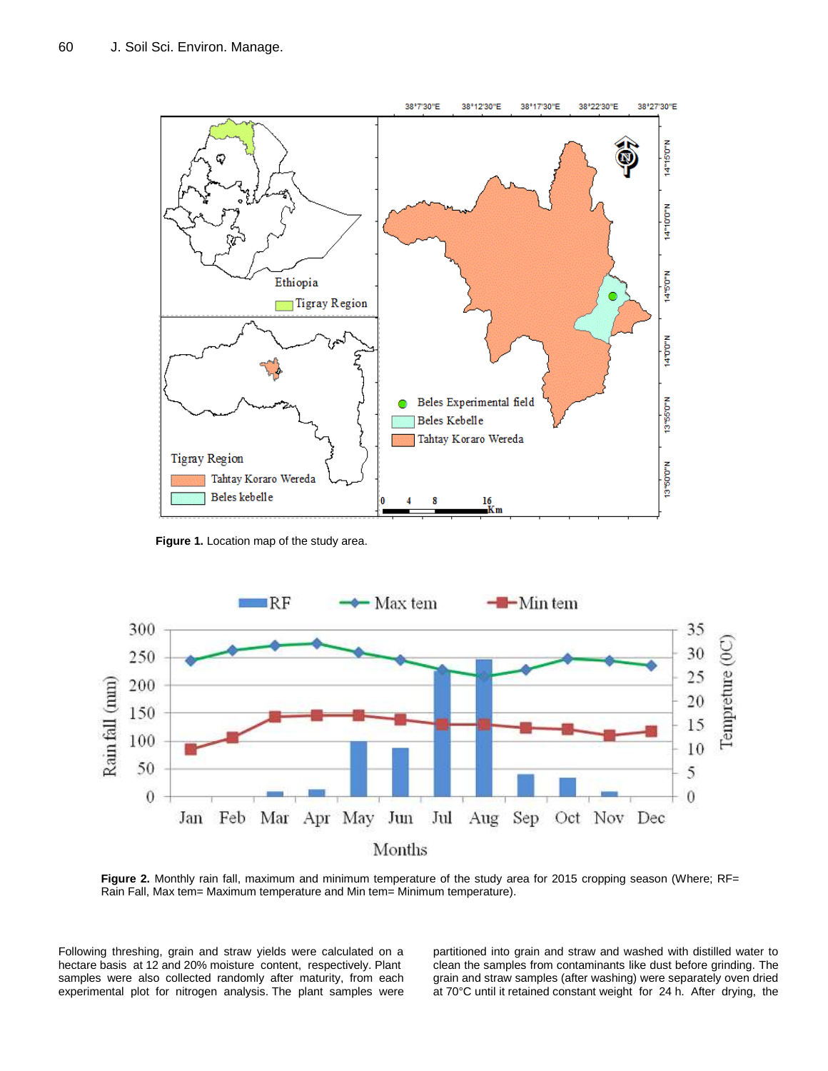**Figure 1.** Location map of the study area.

**Figure 2.** Monthly rain fall, maximum and minimum temperature of the study area for 2015 cropping season (Where; RF= Rain Fall, Max tem= Maximum temperature and Min tem= Minimum temperature).

Following threshing, grain and straw yields were calculated on a hectare basis at 12 and 20% moisture content, respectively. Plant samples were also collected randomly after maturity, from each experimental plot for nitrogen analysis. The plant samples were partitioned into grain and straw and washed with distilled water to clean the samples from contaminants like dust before grinding. The grain and straw samples (after washing) were separately oven dried at 70°C until it retained constant weight for 24 h. After drying, the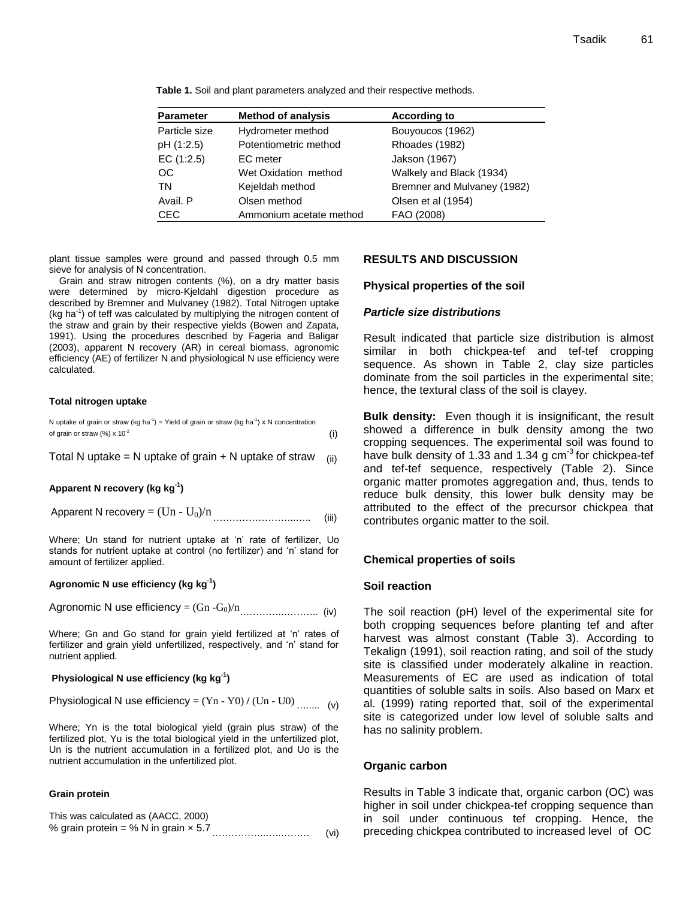**Table 1.** Soil and plant parameters analyzed and their respective methods.

| Parameter | Method of analysis | According to |
|---|---|---|
| Particle size | Hydrometer method | Bouyoucos (1962) |
| pH (1:2.5) | Potentiometric method | Rhoades (1982) |
| EC (1:2.5) | EC meter | Jakson (1967) |
| OC | Wet Oxidation method | Walkely and Black (1934) |
| TN | Kejeldah method | Bremner and Mulvaney (1982) |
| Avail. P | Olsen method | Olsen et al (1954) |
| CEC | Ammonium acetate method | FAO (2008) |

plant tissue samples were ground and passed through 0.5 mm sieve for analysis of N concentration.

Grain and straw nitrogen contents (%), on a dry matter basis were determined by micro-Kjeldahl digestion procedure as described by Bremner and Mulvaney (1982). Total Nitrogen uptake (kg ha$^{-1}$) of teff was calculated by multiplying the nitrogen content of the straw and grain by their respective yields (Bowen and Zapata, 1991). Using the procedures described by Fageria and Baligar (2003), apparent N recovery (AR) in cereal biomass, agronomic efficiency (AE) of fertilizer N and physiological N use efficiency were calculated.

#### Total nitrogen uptake

N uptake of grain or straw (kg ha$^{-1}$) = Yield of grain or straw (kg ha$^{-1}$) x N concentration of grain or straw (%) x $10^{-2}$ (i)

Total N uptake = N uptake of grain + N uptake of straw (ii)

#### Apparent N recovery (kg kg$^{-1}$)

$$\text{Apparent N recovery} = (U_n - U_0)/n \quad \text{(iii)}$$

Where; Un stand for nutrient uptake at 'n' rate of fertilizer, Uo stands for nutrient uptake at control (no fertilizer) and 'n' stand for amount of fertilizer applied.

#### Agronomic N use efficiency (kg kg$^{-1}$)

$$\text{Agronomic N use efficiency} = (G_n - G_0)/n \quad \text{(iv)}$$

Where; Gn and Go stand for grain yield fertilized at 'n' rates of fertilizer and grain yield unfertilized, respectively, and 'n' stand for nutrient applied.

#### Physiological N use efficiency (kg kg$^{-1}$)

$$\text{Physiological N use efficiency} = (Y_n - Y_0) / (U_n - U_0) \quad \text{(v)}$$

Where; Yn is the total biological yield (grain plus straw) of the fertilized plot, Yu is the total biological yield in the unfertilized plot, Un is the nutrient accumulation in a fertilized plot, and Uo is the nutrient accumulation in the unfertilized plot.

#### Grain protein

This was calculated as (AACC, 2000)

% grain protein = % N in grain × 5.7 (vi)

## RESULTS AND DISCUSSION

### Physical properties of the soil

#### *Particle size distributions*

Result indicated that particle size distribution is almost similar in both chickpea-tef and tef-tef cropping sequence. As shown in Table 2, clay size particles dominate from the soil particles in the experimental site; hence, the textural class of the soil is clayey.

**Bulk density:** Even though it is insignificant, the result showed a difference in bulk density among the two cropping sequences. The experimental soil was found to have bulk density of 1.33 and 1.34 g cm$^{-3}$ for chickpea-tef and tef-tef sequence, respectively (Table 2). Since organic matter promotes aggregation and, thus, tends to reduce bulk density, this lower bulk density may be attributed to the effect of the precursor chickpea that contributes organic matter to the soil.

### Chemical properties of soils

#### Soil reaction

The soil reaction (pH) level of the experimental site for both cropping sequences before planting tef and after harvest was almost constant (Table 3). According to Tekalign (1991), soil reaction rating, and soil of the study site is classified under moderately alkaline in reaction. Measurements of EC are used as indication of total quantities of soluble salts in soils. Also based on Marx et al. (1999) rating reported that, soil of the experimental site is categorized under low level of soluble salts and has no salinity problem.

#### Organic carbon

Results in Table 3 indicate that, organic carbon (OC) was higher in soil under chickpea-tef cropping sequence than in soil under continuous tef cropping. Hence, the preceding chickpea contributed to increased level of OC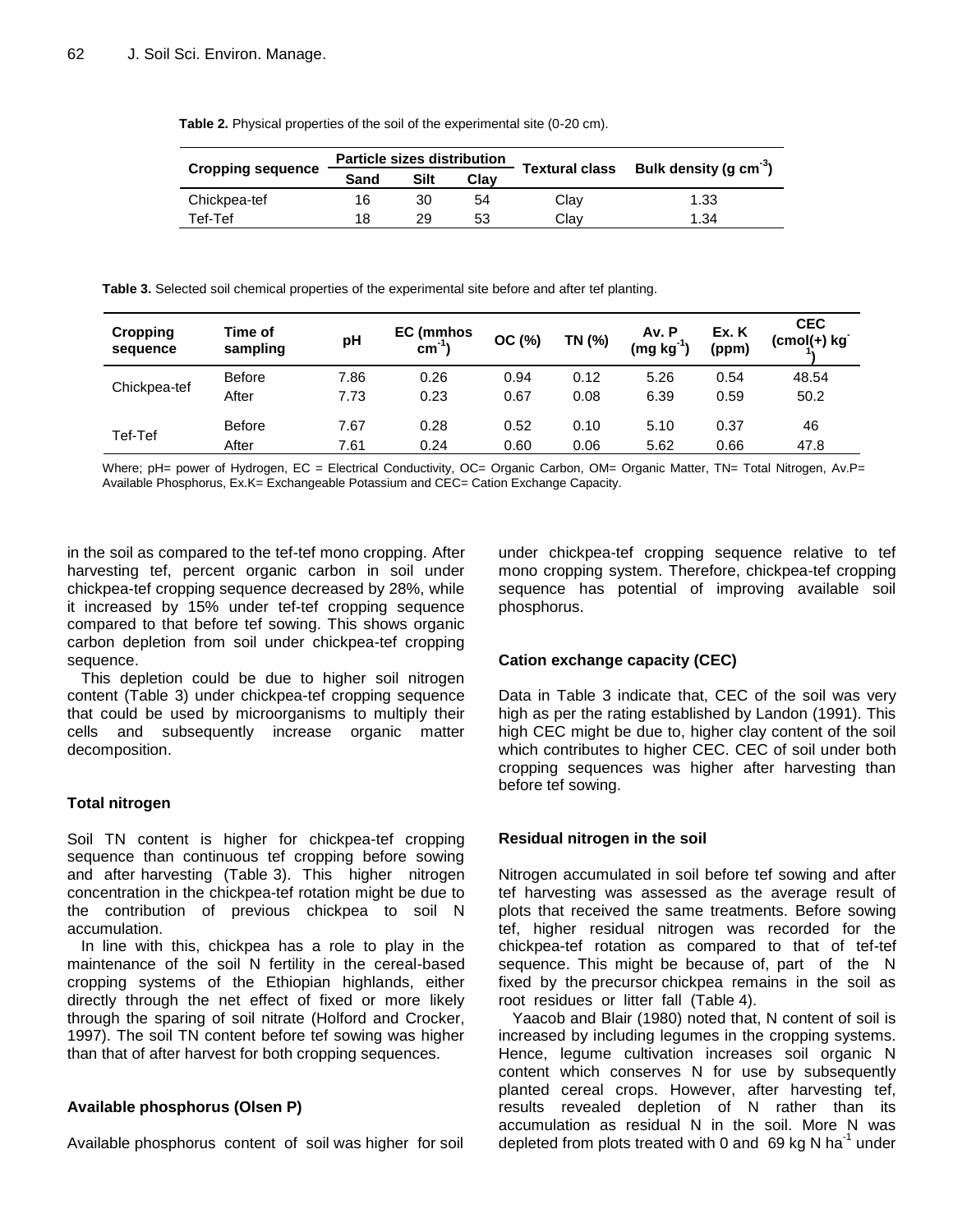**Table 2.** Physical properties of the soil of the experimental site (0-20 cm).

| Cropping sequence | Particle sizes distribution | | | Textural class | Bulk density (g $cm^{-3}$) |
|---|---|---|---|---|---|
| | Sand | Silt | Clay | | |
| Chickpea-tef | 16 | 30 | 54 | Clay | 1.33 |
| Tef-Tef | 18 | 29 | 53 | Clay | 1.34 |

**Table 3.** Selected soil chemical properties of the experimental site before and after tef planting.

| Cropping sequence | Time of sampling | pH | EC (mmhos $cm^{-1}$) | OC (%) | TN (%) | Av. P (mg $kg^{-1}$) | Ex. K (ppm) | CEC (cmol(+) $kg^{-1}$) |
|---|---|---|---|---|---|---|---|---|
| Chickpea-tef | Before | 7.86 | 0.26 | 0.94 | 0.12 | 5.26 | 0.54 | 48.54 |
| | After | 7.73 | 0.23 | 0.67 | 0.08 | 6.39 | 0.59 | 50.2 |
| Tef-Tef | Before | 7.67 | 0.28 | 0.52 | 0.10 | 5.10 | 0.37 | 46 |
| | After | 7.61 | 0.24 | 0.60 | 0.06 | 5.62 | 0.66 | 47.8 |

Where; pH= power of Hydrogen, EC = Electrical Conductivity, OC= Organic Carbon, OM= Organic Matter, TN= Total Nitrogen, Av.P= Available Phosphorus, Ex.K= Exchangeable Potassium and CEC= Cation Exchange Capacity.

in the soil as compared to the tef-tef mono cropping. After harvesting tef, percent organic carbon in soil under chickpea-tef cropping sequence decreased by 28%, while it increased by 15% under tef-tef cropping sequence compared to that before tef sowing. This shows organic carbon depletion from soil under chickpea-tef cropping sequence.

This depletion could be due to higher soil nitrogen content (Table 3) under chickpea-tef cropping sequence that could be used by microorganisms to multiply their cells and subsequently increase organic matter decomposition.

### Total nitrogen

Soil TN content is higher for chickpea-tef cropping sequence than continuous tef cropping before sowing and after harvesting (Table 3). This higher nitrogen concentration in the chickpea-tef rotation might be due to the contribution of previous chickpea to soil N accumulation.

In line with this, chickpea has a role to play in the maintenance of the soil N fertility in the cereal-based cropping systems of the Ethiopian highlands, either directly through the net effect of fixed or more likely through the sparing of soil nitrate (Holford and Crocker, 1997). The soil TN content before tef sowing was higher than that of after harvest for both cropping sequences.

### Available phosphorus (Olsen P)

Available phosphorus content of soil was higher for soil under chickpea-tef cropping sequence relative to tef mono cropping system. Therefore, chickpea-tef cropping sequence has potential of improving available soil phosphorus.

### Cation exchange capacity (CEC)

Data in Table 3 indicate that, CEC of the soil was very high as per the rating established by Landon (1991). This high CEC might be due to, higher clay content of the soil which contributes to higher CEC. CEC of soil under both cropping sequences was higher after harvesting than before tef sowing.

### Residual nitrogen in the soil

Nitrogen accumulated in soil before tef sowing and after tef harvesting was assessed as the average result of plots that received the same treatments. Before sowing tef, higher residual nitrogen was recorded for the chickpea-tef rotation as compared to that of tef-tef sequence. This might be because of, part of the N fixed by the precursor chickpea remains in the soil as root residues or litter fall (Table 4).

Yaacob and Blair (1980) noted that, N content of soil is increased by including legumes in the cropping systems. Hence, legume cultivation increases soil organic N content which conserves N for use by subsequently planted cereal crops. However, after harvesting tef, results revealed depletion of N rather than its accumulation as residual N in the soil. More N was depleted from plots treated with 0 and 69 kg N $ha^{-1}$ under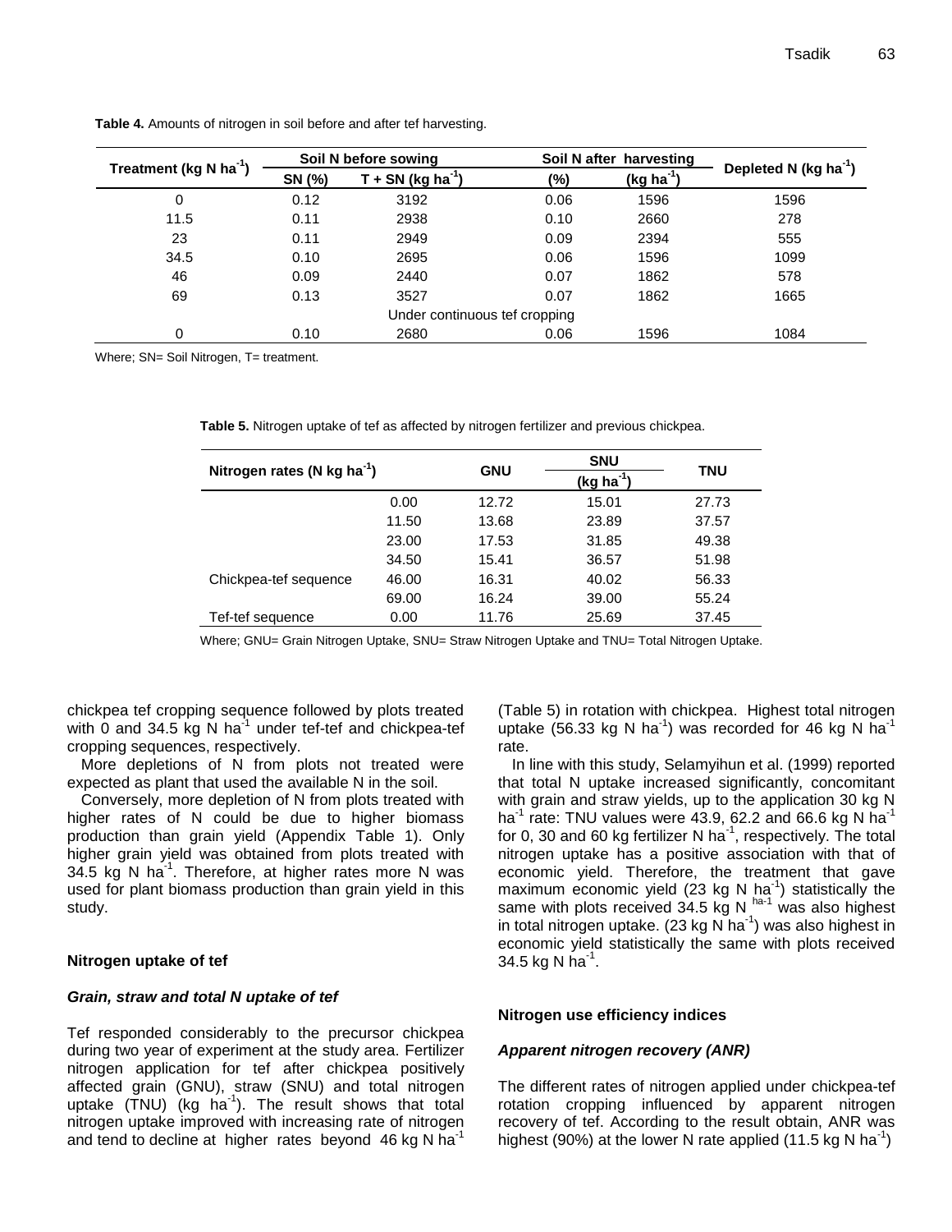**Table 4.** Amounts of nitrogen in soil before and after tef harvesting.

| Treatment (kg N ha$^{-1}$) | Soil N before sowing | | Soil N after harvesting | | Depleted N (kg ha$^{-1}$) |
|---|---|---|---|---|---|
| | SN (%) | T + SN (kg ha$^{-1}$) | (%) | (kg ha$^{-1}$) | |
| 0 | 0.12 | 3192 | 0.06 | 1596 | 1596 |
| 11.5 | 0.11 | 2938 | 0.10 | 2660 | 278 |
| 23 | 0.11 | 2949 | 0.09 | 2394 | 555 |
| 34.5 | 0.10 | 2695 | 0.06 | 1596 | 1099 |
| 46 | 0.09 | 2440 | 0.07 | 1862 | 578 |
| 69 | 0.13 | 3527 | 0.07 | 1862 | 1665 |
| Under continuous tef cropping | | | | | |
| 0 | 0.10 | 2680 | 0.06 | 1596 | 1084 |

Where; SN= Soil Nitrogen, T= treatment.

**Table 5.** Nitrogen uptake of tef as affected by nitrogen fertilizer and previous chickpea.

| Nitrogen rates (N kg ha$^{-1}$) | | GNU | SNU | TNU |
|---|---|---|---|---|
| | | | (kg ha$^{-1}$) | |
| | 0.00 | 12.72 | 15.01 | 27.73 |
| | 11.50 | 13.68 | 23.89 | 37.57 |
| | 23.00 | 17.53 | 31.85 | 49.38 |
| | 34.50 | 15.41 | 36.57 | 51.98 |
| Chickpea-tef sequence | 46.00 | 16.31 | 40.02 | 56.33 |
| | 69.00 | 16.24 | 39.00 | 55.24 |
| Tef-tef sequence | 0.00 | 11.76 | 25.69 | 37.45 |

Where; GNU= Grain Nitrogen Uptake, SNU= Straw Nitrogen Uptake and TNU= Total Nitrogen Uptake.

chickpea tef cropping sequence followed by plots treated with 0 and 34.5 kg N ha$^{-1}$ under tef-tef and chickpea-tef cropping sequences, respectively.

More depletions of N from plots not treated were expected as plant that used the available N in the soil.

Conversely, more depletion of N from plots treated with higher rates of N could be due to higher biomass production than grain yield (Appendix Table 1). Only higher grain yield was obtained from plots treated with 34.5 kg N ha$^{-1}$. Therefore, at higher rates more N was used for plant biomass production than grain yield in this study.

### Nitrogen uptake of tef

#### *Grain, straw and total N uptake of tef*

Tef responded considerably to the precursor chickpea during two year of experiment at the study area. Fertilizer nitrogen application for tef after chickpea positively affected grain (GNU), straw (SNU) and total nitrogen uptake (TNU) (kg ha$^{-1}$). The result shows that total nitrogen uptake improved with increasing rate of nitrogen and tend to decline at higher rates beyond 46 kg N ha$^{-1}$ (Table 5) in rotation with chickpea. Highest total nitrogen uptake (56.33 kg N ha$^{-1}$) was recorded for 46 kg N ha$^{-1}$ rate.

In line with this study, Selamyihun et al. (1999) reported that total N uptake increased significantly, concomitant with grain and straw yields, up to the application 30 kg N ha$^{-1}$ rate: TNU values were 43.9, 62.2 and 66.6 kg N ha$^{-1}$ for 0, 30 and 60 kg fertilizer N ha$^{-1}$, respectively. The total nitrogen uptake has a positive association with that of economic yield. Therefore, the treatment that gave maximum economic yield (23 kg N ha$^{-1}$) statistically the same with plots received 34.5 kg N $^{ha-1}$ was also highest in total nitrogen uptake. (23 kg N ha$^{-1}$) was also highest in economic yield statistically the same with plots received 34.5 kg N ha$^{-1}$.

### Nitrogen use efficiency indices

#### *Apparent nitrogen recovery (ANR)*

The different rates of nitrogen applied under chickpea-tef rotation cropping influenced by apparent nitrogen recovery of tef. According to the result obtain, ANR was highest (90%) at the lower N rate applied (11.5 kg N ha$^{-1}$)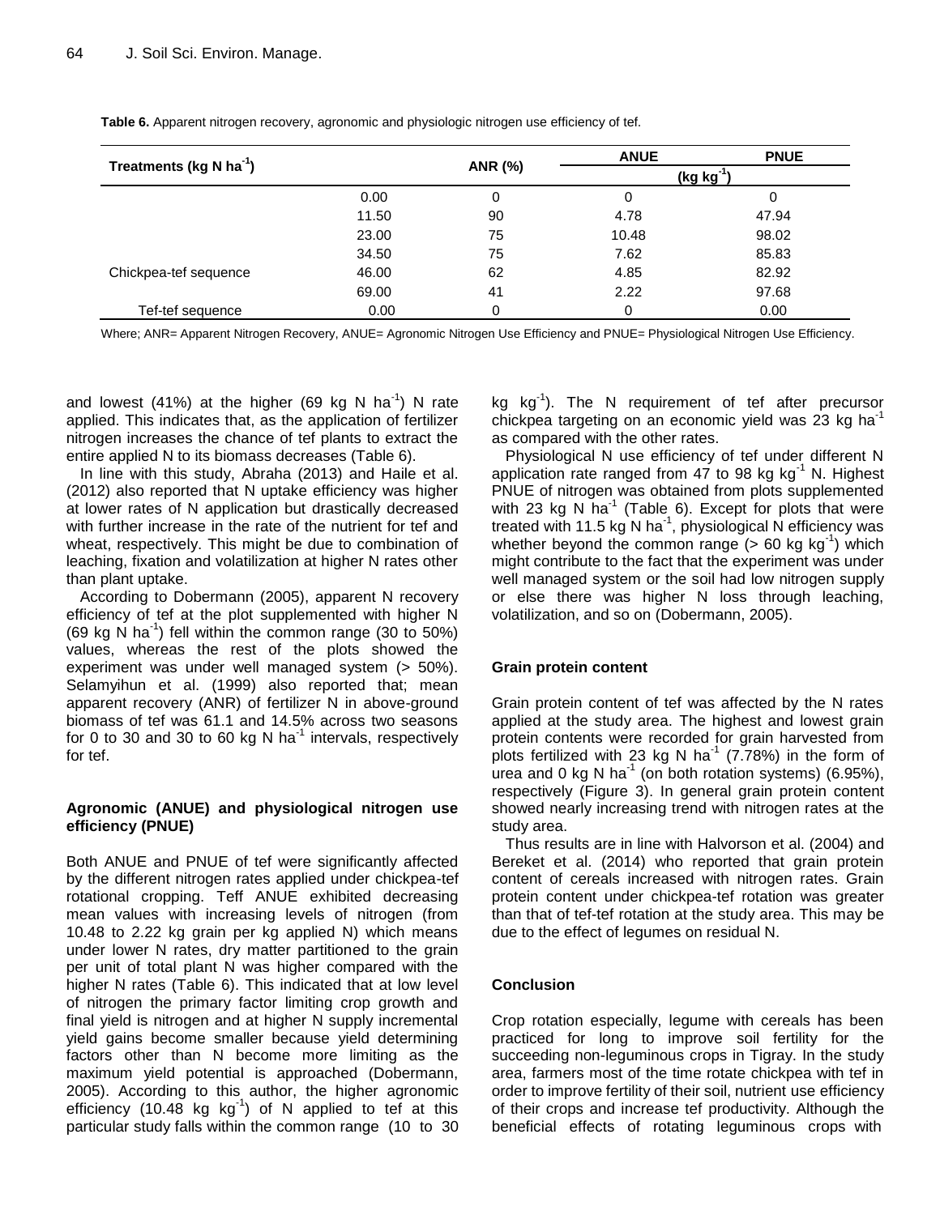**Table 6.** Apparent nitrogen recovery, agronomic and physiologic nitrogen use efficiency of tef.

| Treatments (kg N ha$^{-1}$) | | ANR (%) | ANUE | PNUE |
|---|---|---|---|---|
| | | | (kg kg$^{-1}$) | |
| | 0.00 | 0 | 0 | 0 |
| | 11.50 | 90 | 4.78 | 47.94 |
| | 23.00 | 75 | 10.48 | 98.02 |
| | 34.50 | 75 | 7.62 | 85.83 |
| Chickpea-tef sequence | 46.00 | 62 | 4.85 | 82.92 |
| | 69.00 | 41 | 2.22 | 97.68 |
| Tef-tef sequence | 0.00 | 0 | 0 | 0.00 |

Where; ANR= Apparent Nitrogen Recovery, ANUE= Agronomic Nitrogen Use Efficiency and PNUE= Physiological Nitrogen Use Efficiency.

and lowest (41%) at the higher (69 kg N ha$^{-1}$) N rate applied. This indicates that, as the application of fertilizer nitrogen increases the chance of tef plants to extract the entire applied N to its biomass decreases (Table 6).

In line with this study, Abraha (2013) and Haile et al. (2012) also reported that N uptake efficiency was higher at lower rates of N application but drastically decreased with further increase in the rate of the nutrient for tef and wheat, respectively. This might be due to combination of leaching, fixation and volatilization at higher N rates other than plant uptake.

According to Dobermann (2005), apparent N recovery efficiency of tef at the plot supplemented with higher N (69 kg N ha$^{-1}$) fell within the common range (30 to 50%) values, whereas the rest of the plots showed the experiment was under well managed system (> 50%). Selamyihun et al. (1999) also reported that; mean apparent recovery (ANR) of fertilizer N in above-ground biomass of tef was 61.1 and 14.5% across two seasons for 0 to 30 and 30 to 60 kg N ha$^{-1}$ intervals, respectively for tef.

### Agronomic (ANUE) and physiological nitrogen use efficiency (PNUE)

Both ANUE and PNUE of tef were significantly affected by the different nitrogen rates applied under chickpea-tef rotational cropping. Teff ANUE exhibited decreasing mean values with increasing levels of nitrogen (from 10.48 to 2.22 kg grain per kg applied N) which means under lower N rates, dry matter partitioned to the grain per unit of total plant N was higher compared with the higher N rates (Table 6). This indicated that at low level of nitrogen the primary factor limiting crop growth and final yield is nitrogen and at higher N supply incremental yield gains become smaller because yield determining factors other than N become more limiting as the maximum yield potential is approached (Dobermann, 2005). According to this author, the higher agronomic efficiency (10.48 kg kg$^{-1}$) of N applied to tef at this particular study falls within the common range (10 to 30 kg kg$^{-1}$). The N requirement of tef after precursor chickpea targeting on an economic yield was 23 kg ha$^{-1}$ as compared with the other rates.

Physiological N use efficiency of tef under different N application rate ranged from 47 to 98 kg kg$^{-1}$ N. Highest PNUE of nitrogen was obtained from plots supplemented with 23 kg N ha$^{-1}$ (Table 6). Except for plots that were treated with 11.5 kg N ha$^{-1}$, physiological N efficiency was whether beyond the common range (> 60 kg kg$^{-1}$) which might contribute to the fact that the experiment was under well managed system or the soil had low nitrogen supply or else there was higher N loss through leaching, volatilization, and so on (Dobermann, 2005).

### Grain protein content

Grain protein content of tef was affected by the N rates applied at the study area. The highest and lowest grain protein contents were recorded for grain harvested from plots fertilized with 23 kg N ha$^{-1}$ (7.78%) in the form of urea and 0 kg N ha$^{-1}$ (on both rotation systems) (6.95%), respectively (Figure 3). In general grain protein content showed nearly increasing trend with nitrogen rates at the study area.

Thus results are in line with Halvorson et al. (2004) and Bereket et al. (2014) who reported that grain protein content of cereals increased with nitrogen rates. Grain protein content under chickpea-tef rotation was greater than that of tef-tef rotation at the study area. This may be due to the effect of legumes on residual N.

## Conclusion

Crop rotation especially, legume with cereals has been practiced for long to improve soil fertility for the succeeding non-leguminous crops in Tigray. In the study area, farmers most of the time rotate chickpea with tef in order to improve fertility of their soil, nutrient use efficiency of their crops and increase tef productivity. Although the beneficial effects of rotating leguminous crops with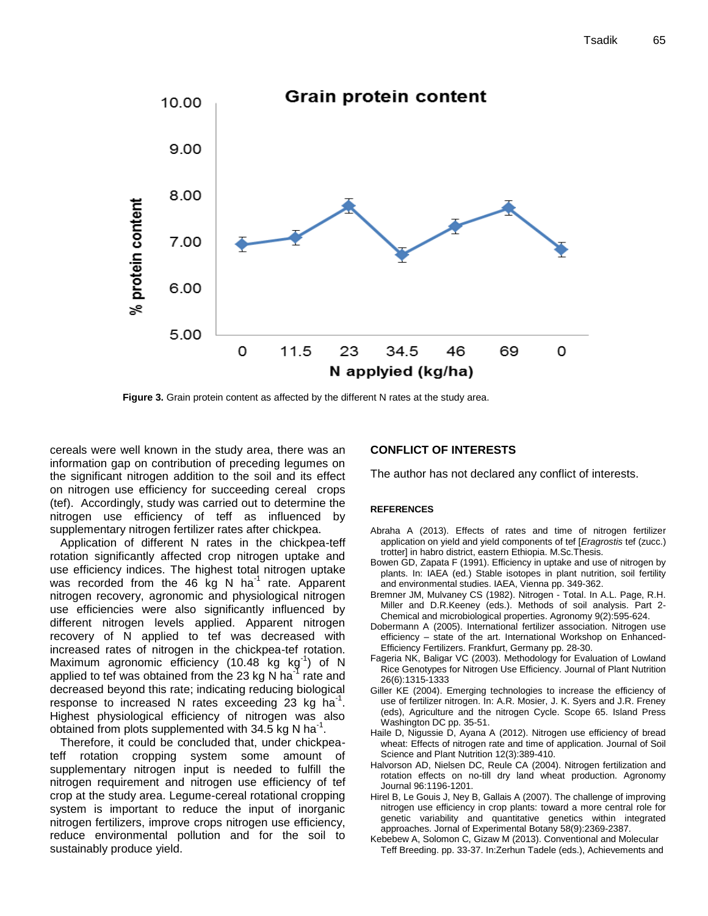**Figure 3.** Grain protein content as affected by the different N rates at the study area.

cereals were well known in the study area, there was an information gap on contribution of preceding legumes on the significant nitrogen addition to the soil and its effect on nitrogen use efficiency for succeeding cereal crops (tef). Accordingly, study was carried out to determine the nitrogen use efficiency of teff as influenced by supplementary nitrogen fertilizer rates after chickpea.

Application of different N rates in the chickpea-teff rotation significantly affected crop nitrogen uptake and use efficiency indices. The highest total nitrogen uptake was recorded from the 46 kg N ha$^{-1}$ rate. Apparent nitrogen recovery, agronomic and physiological nitrogen use efficiencies were also significantly influenced by different nitrogen levels applied. Apparent nitrogen recovery of N applied to tef was decreased with increased rates of nitrogen in the chickpea-tef rotation. Maximum agronomic efficiency (10.48 kg kg$^{-1}$) of N applied to tef was obtained from the 23 kg N ha$^{-1}$ rate and decreased beyond this rate; indicating reducing biological response to increased N rates exceeding 23 kg ha$^{-1}$. Highest physiological efficiency of nitrogen was also obtained from plots supplemented with 34.5 kg N ha$^{-1}$.

Therefore, it could be concluded that, under chickpea-teff rotation cropping system some amount of supplementary nitrogen input is needed to fulfill the nitrogen requirement and nitrogen use efficiency of tef crop at the study area. Legume-cereal rotational cropping system is important to reduce the input of inorganic nitrogen fertilizers, improve crops nitrogen use efficiency, reduce environmental pollution and for the soil to sustainably produce yield.

## CONFLICT OF INTERESTS

The author has not declared any conflict of interests.

## REFERENCES

Abraha A (2013). Effects of rates and time of nitrogen fertilizer application on yield and yield components of tef [*Eragrostis* tef (zucc.) trotter] in habro district, eastern Ethiopia. M.Sc.Thesis.

Bowen GD, Zapata F (1991). Efficiency in uptake and use of nitrogen by plants. In: IAEA (ed.) Stable isotopes in plant nutrition, soil fertility and environmental studies. IAEA, Vienna pp. 349-362.

Bremner JM, Mulvaney CS (1982). Nitrogen - Total. In A.L. Page, R.H. Miller and D.R.Keeney (eds.). Methods of soil analysis. Part 2-Chemical and microbiological properties. Agronomy 9(2):595-624.

Dobermann A (2005). International fertilizer association. Nitrogen use efficiency – state of the art. International Workshop on Enhanced-Efficiency Fertilizers. Frankfurt, Germany pp. 28-30.

Fageria NK, Baligar VC (2003). Methodology for Evaluation of Lowland Rice Genotypes for Nitrogen Use Efficiency. Journal of Plant Nutrition 26(6):1315-1333

Giller KE (2004). Emerging technologies to increase the efficiency of use of fertilizer nitrogen. In: A.R. Mosier, J. K. Syers and J.R. Freney (eds), Agriculture and the nitrogen Cycle. Scope 65. Island Press Washington DC pp. 35-51.

Haile D, Nigussie D, Ayana A (2012). Nitrogen use efficiency of bread wheat: Effects of nitrogen rate and time of application. Journal of Soil Science and Plant Nutrition 12(3):389-410.

Halvorson AD, Nielsen DC, Reule CA (2004). Nitrogen fertilization and rotation effects on no-till dry land wheat production. Agronomy Journal 96:1196-1201.

Hirel B, Le Gouis J, Ney B, Gallais A (2007). The challenge of improving nitrogen use efficiency in crop plants: toward a more central role for genetic variability and quantitative genetics within integrated approaches. Jornal of Experimental Botany 58(9):2369-2387.

Kebebew A, Solomon C, Gizaw M (2013). Conventional and Molecular Teff Breeding. pp. 33-37. In:Zerhun Tadele (eds.), Achievements and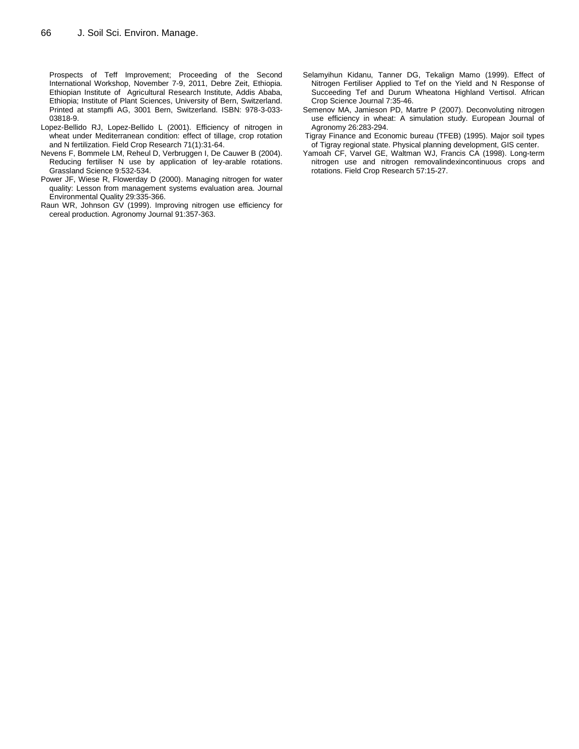Prospects of Teff Improvement; Proceeding of the Second International Workshop, November 7-9, 2011, Debre Zeit, Ethiopia. Ethiopian Institute of Agricultural Research Institute, Addis Ababa, Ethiopia; Institute of Plant Sciences, University of Bern, Switzerland. Printed at stampfli AG, 3001 Bern, Switzerland. ISBN: 978-3-033-03818-9.

Lopez-Bellido RJ, Lopez-Bellido L (2001). Efficiency of nitrogen in wheat under Mediterranean condition: effect of tillage, crop rotation and N fertilization. Field Crop Research 71(1):31-64.

Nevens F, Bommele LM, Reheul D, Verbruggen I, De Cauwer B (2004). Reducing fertiliser N use by application of ley-arable rotations. Grassland Science 9:532-534.

Power JF, Wiese R, Flowerday D (2000). Managing nitrogen for water quality: Lesson from management systems evaluation area. Journal Environmental Quality 29:335-366.

Raun WR, Johnson GV (1999). Improving nitrogen use efficiency for cereal production. Agronomy Journal 91:357-363.

Selamyihun Kidanu, Tanner DG, Tekalign Mamo (1999). Effect of Nitrogen Fertiliser Applied to Tef on the Yield and N Response of Succeeding Tef and Durum Wheatona Highland Vertisol. African Crop Science Journal 7:35-46.

Semenov MA, Jamieson PD, Martre P (2007). Deconvoluting nitrogen use efficiency in wheat: A simulation study. European Journal of Agronomy 26:283-294.

Tigray Finance and Economic bureau (TFEB) (1995). Major soil types of Tigray regional state. Physical planning development, GIS center.

Yamoah CF, Varvel GE, Waltman WJ, Francis CA (1998). Long-term nitrogen use and nitrogen removalindexincontinuous crops and rotations. Field Crop Research 57:15-27.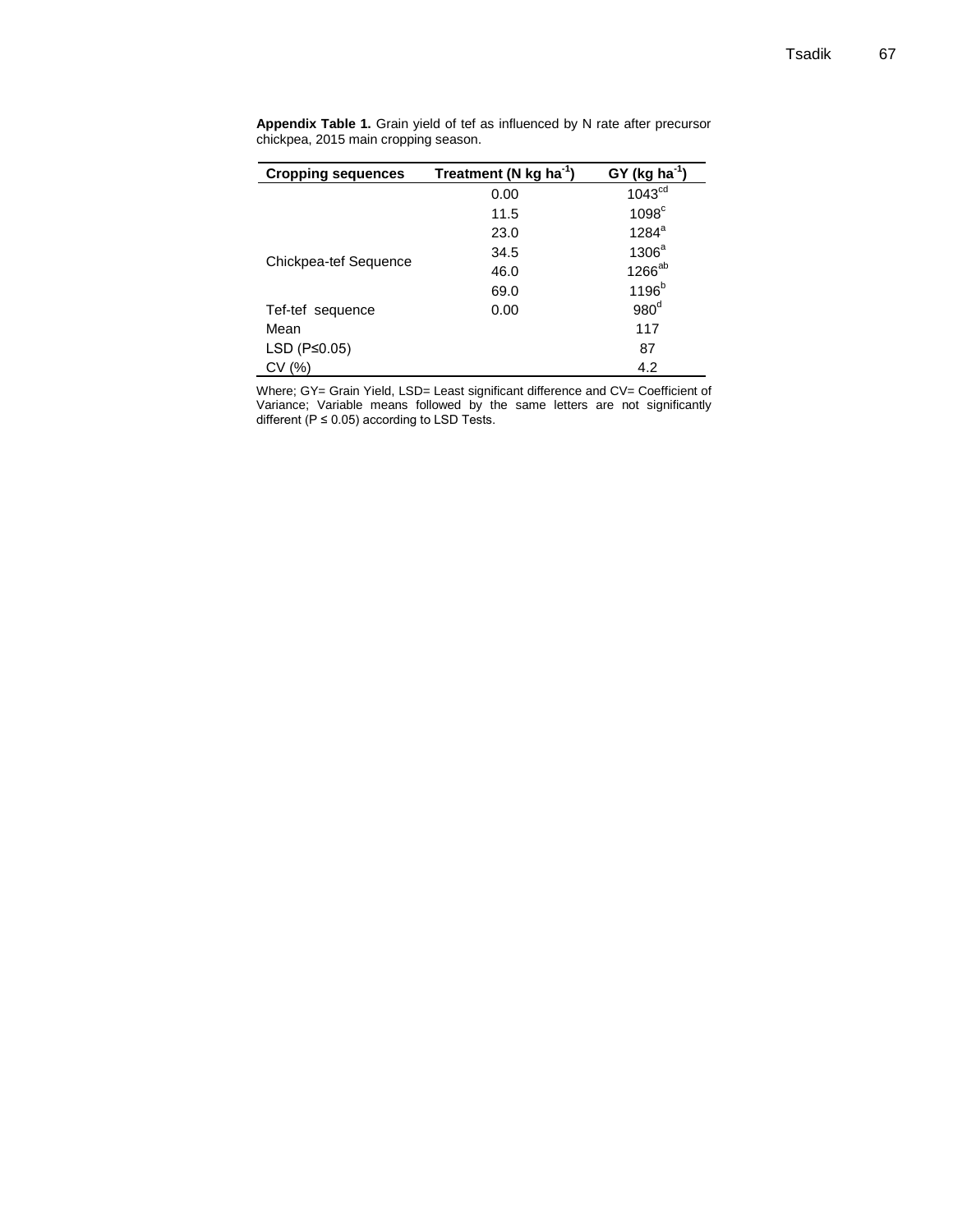**Appendix Table 1.** Grain yield of tef as influenced by N rate after precursor chickpea, 2015 main cropping season.

| Cropping sequences | Treatment (N kg ha$^{-1}$) | GY (kg ha$^{-1}$) |
|---|---|---|
| Chickpea-tef Sequence | 0.00 | 1043$^{cd}$ |
| | 11.5 | 1098$^{c}$ |
| | 23.0 | 1284$^{a}$ |
| | 34.5 | 1306$^{a}$ |
| | 46.0 | 1266$^{ab}$ |
| | 69.0 | 1196$^{b}$ |
| Tef-tef sequence | 0.00 | 980$^{d}$ |
| Mean | | 117 |
| LSD (P≤0.05) | | 87 |
| CV (%) | | 4.2 |

Where; GY= Grain Yield, LSD= Least significant difference and CV= Coefficient of Variance; Variable means followed by the same letters are not significantly different (P ≤ 0.05) according to LSD Tests.